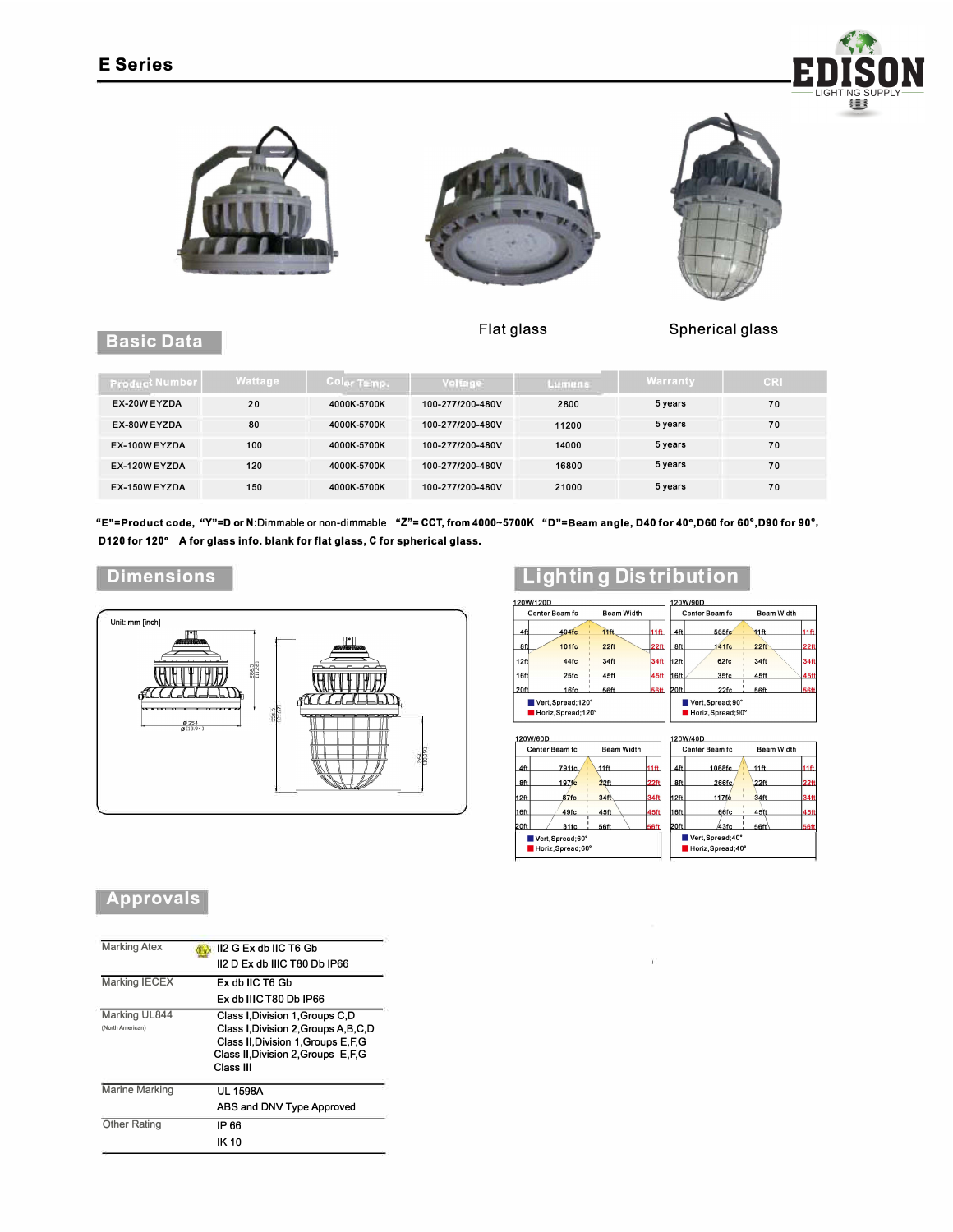# E Series

Flat glass

Spherical glass

## Basic Data

| Product Number | Wattage | Color Temp. | Voltage | Lumens | Warranty | CRI |
|---|---|---|---|---|---|---|
| EX-20W EYZDA | 20 | 4000K-5700K | 100-277/200-480V | 2800 | 5 years | 70 |
| EX-80W EYZDA | 80 | 4000K-5700K | 100-277/200-480V | 11200 | 5 years | 70 |
| EX-100W EYZDA | 100 | 4000K-5700K | 100-277/200-480V | 14000 | 5 years | 70 |
| EX-120W EYZDA | 120 | 4000K-5700K | 100-277/200-480V | 16800 | 5 years | 70 |
| EX-150W EYZDA | 150 | 4000K-5700K | 100-277/200-480V | 21000 | 5 years | 70 |

**"E"=Product code, "Y"=D or N:**Dimmable or non-dimmable **"Z"= CCT, from 4000~5700K "D"=Beam angle, D40 for 40°,D60 for 60°,D90 for 90°, D120 for 120° A for glass info. blank for flat glass, C for spherical glass.**

## Dimensions

Unit: mm [inch]

## Lighting Distribution

**120W/120D**

| | Center Beam fc | Beam Width | |
|---|---|---|---|
| 4ft | 404fc | 11ft | 11ft |
| 8ft | 101fc | 22ft | 22ft |
| 12ft | 44fc | 34ft | 34ft |
| 16ft | 25fc | 45ft | 45ft |
| 20ft | 16fc | 56ft | 56ft |

Vert.Spread;120°
Horiz.Spread;120°

**120W/90D**

| | Center Beam fc | Beam Width | |
|---|---|---|---|
| 4ft | 565fc | 11ft | 11ft |
| 8ft | 141fc | 22ft | 22ft |
| 12ft | 62fc | 34ft | 34ft |
| 16ft | 35fc | 45ft | 45ft |
| 20ft | 22fc | 56ft | 56ft |

Vert.Spread;90°
Horiz.Spread;90°

**120W/60D**

| | Center Beam fc | Beam Width | |
|---|---|---|---|
| 4ft | 791fc | 11ft | 11ft |
| 8ft | 197fc | 22ft | 22ft |
| 12ft | 87fc | 34ft | 34ft |
| 16ft | 49fc | 45ft | 45ft |
| 20ft | 31fc | 56ft | 56ft |

Vert.Spread;60°
Horiz.Spread;60°

**120W/40D**

| | Center Beam fc | Beam Width | |
|---|---|---|---|
| 4ft | 1068fc | 11ft | 11ft |
| 8ft | 266fc | 22ft | 22ft |
| 12ft | 117fc | 34ft | 34ft |
| 16ft | 66fc | 45ft | 45ft |
| 20ft | 43fc | 56ft | 56ft |

Vert.Spread;40°
Horiz.Spread;40°

## Approvals

| | |
|---|---|
| Marking Atex | II2 G Ex db IIC T6 Gb<br>II2 D Ex db IIIC T80 Db IP66 |
| Marking IECEX | Ex db IIC T6 Gb<br>Ex db IIIC T80 Db IP66 |
| Marking UL844 (North American) | Class I,Division 1,Groups C,D<br>Class I,Division 2,Groups A,B,C,D<br>Class II,Division 1,Groups E,F,G<br>Class II,Division 2,Groups E,F,G<br>Class III |
| Marine Marking | UL 1598A<br>ABS and DNV Type Approved |
| Other Rating | IP 66<br>IK 10 |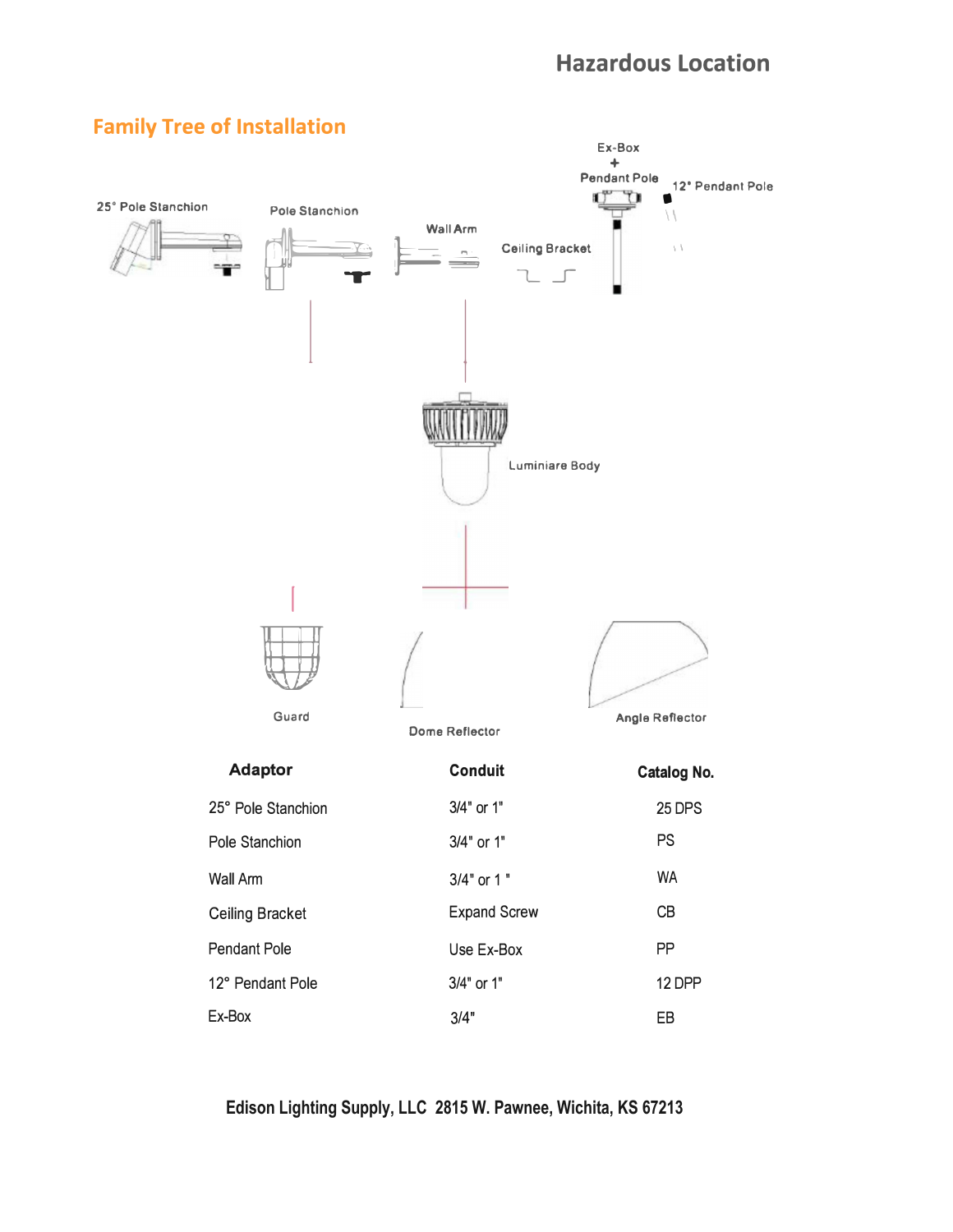## Family Tree of Installation

25° Pole Stanchion

Pole Stanchion

Wall Arm

Ceiling Bracket

Ex-Box
+
Pendant Pole

12° Pendant Pole

Luminiare Body

Guard

Dome Reflector

Angle Reflector

| Adaptor | Conduit | Catalog No. |
|---|---|---|
| 25° Pole Stanchion | 3/4" or 1" | 25 DPS |
| Pole Stanchion | 3/4" or 1" | PS |
| Wall Arm | 3/4" or 1 " | WA |
| Ceiling Bracket | Expand Screw | CB |
| Pendant Pole | Use Ex-Box | PP |
| 12° Pendant Pole | 3/4" or 1" | 12 DPP |
| Ex-Box | 3/4" | EB |

**Edison Lighting Supply, LLC 2815 W. Pawnee, Wichita, KS 67213**